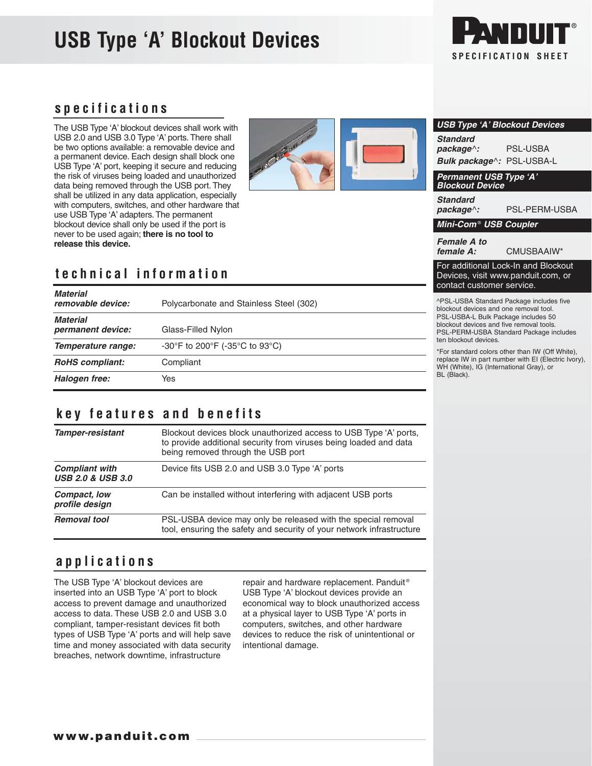# USB Type 'A' Blockout Devices

PANDUIT®
SPECIFICATION SHEET

## specifications

The USB Type 'A' blockout devices shall work with USB 2.0 and USB 3.0 Type 'A' ports. There shall be two options available: a removable device and a permanent device. Each design shall block one USB Type 'A' port, keeping it secure and reducing the risk of viruses being loaded and unauthorized data being removed through the USB port. They shall be utilized in any data application, especially with computers, switches, and other hardware that use USB Type 'A' adapters. The permanent blockout device shall only be used if the port is never to be used again; **there is no tool to release this device.**

## technical information

| | |
|---|---|
| ***Material removable device:*** | Polycarbonate and Stainless Steel (302) |
| ***Material permanent device:*** | Glass-Filled Nylon |
| ***Temperature range:*** | -30°F to 200°F (-35°C to 93°C) |
| ***RoHS compliant:*** | Compliant |
| ***Halogen free:*** | Yes |

## key features and benefits

| | |
|---|---|
| ***Tamper-resistant*** | Blockout devices block unauthorized access to USB Type 'A' ports, to provide additional security from viruses being loaded and data being removed through the USB port |
| ***Compliant with USB 2.0 & USB 3.0*** | Device fits USB 2.0 and USB 3.0 Type 'A' ports |
| ***Compact, low profile design*** | Can be installed without interfering with adjacent USB ports |
| ***Removal tool*** | PSL-USBA device may only be released with the special removal tool, ensuring the safety and security of your network infrastructure |

## applications

The USB Type 'A' blockout devices are inserted into an USB Type 'A' port to block access to prevent damage and unauthorized access to data. These USB 2.0 and USB 3.0 compliant, tamper-resistant devices fit both types of USB Type 'A' ports and will help save time and money associated with data security breaches, network downtime, infrastructure repair and hardware replacement. Panduit® USB Type 'A' blockout devices provide an economical way to block unauthorized access at a physical layer to USB Type 'A' ports in computers, switches, and other hardware devices to reduce the risk of unintentional or intentional damage.

---

### USB Type 'A' Blockout Devices

***Standard package^:*** PSL-USBA

***Bulk package^:*** PSL-USBA-L

### Permanent USB Type 'A' Blockout Device

***Standard package^:*** PSL-PERM-USBA

### Mini-Com® USB Coupler

***Female A to female A:*** CMUSBAAIW*

For additional Lock-In and Blockout Devices, visit www.panduit.com, or contact customer service.

^PSL-USBA Standard Package includes five blockout devices and one removal tool. PSL-USBA-L Bulk Package includes 50 blockout devices and five removal tools. PSL-PERM-USBA Standard Package includes ten blockout devices.

*For standard colors other than IW (Off White), replace IW in part number with EI (Electric Ivory), WH (White), IG (International Gray), or BL (Black).

**www.panduit.com**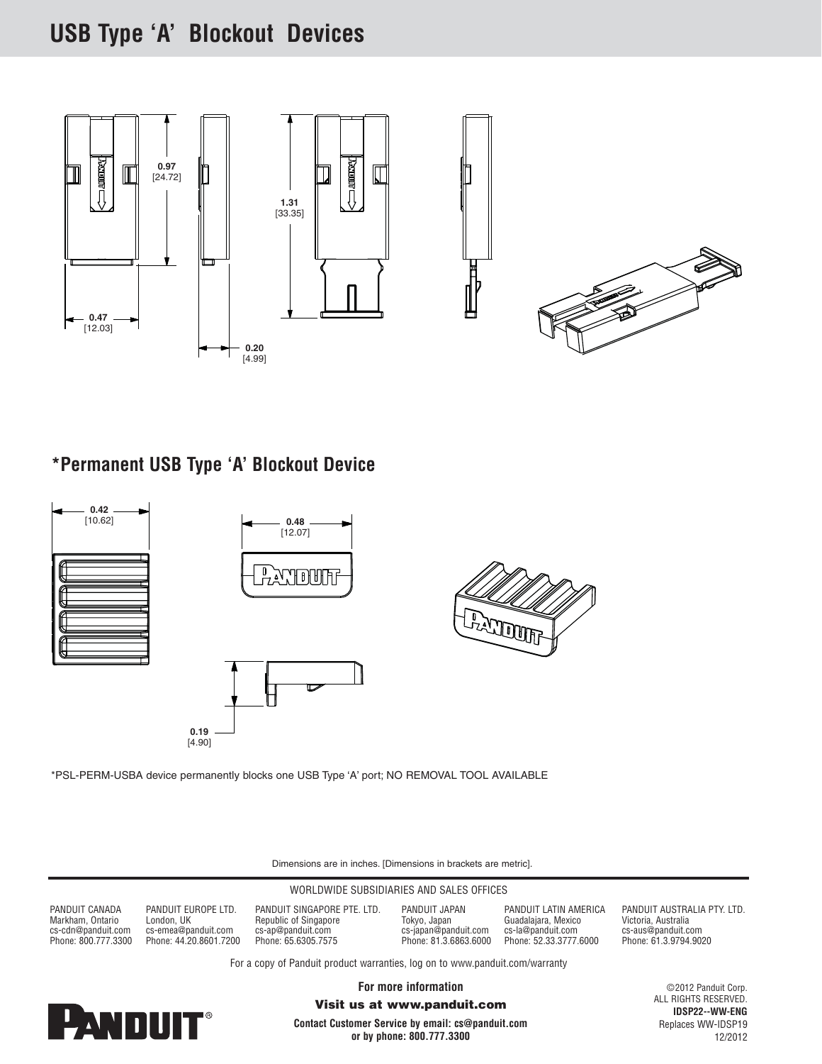# USB Type ‘A’ Blockout Devices

0.97
[24.72]

0.47
[12.03]

0.20
[4.99]

1.31
[33.35]

## *Permanent USB Type ‘A’ Blockout Device

0.42
[10.62]

0.48
[12.07]

0.19
[4.90]

*PSL-PERM-USBA device permanently blocks one USB Type ‘A’ port; NO REMOVAL TOOL AVAILABLE

Dimensions are in inches. [Dimensions in brackets are metric].

WORLDWIDE SUBSIDIARIES AND SALES OFFICES

PANDUIT CANADA
Markham, Ontario
cs-cdn@panduit.com
Phone: 800.777.3300

PANDUIT EUROPE LTD.
London, UK
cs-emea@panduit.com
Phone: 44.20.8601.7200

PANDUIT SINGAPORE PTE. LTD.
Republic of Singapore
cs-ap@panduit.com
Phone: 65.6305.7575

PANDUIT JAPAN
Tokyo, Japan
cs-japan@panduit.com
Phone: 81.3.6863.6000

PANDUIT LATIN AMERICA
Guadalajara, Mexico
cs-la@panduit.com
Phone: 52.33.3777.6000

PANDUIT AUSTRALIA PTY. LTD.
Victoria, Australia
cs-aus@panduit.com
Phone: 61.3.9794.9020

For a copy of Panduit product warranties, log on to www.panduit.com/warranty

**For more information**

**Visit us at www.panduit.com**

**Contact Customer Service by email: cs@panduit.com or by phone: 800.777.3300**

©2012 Panduit Corp.
ALL RIGHTS RESERVED.
**IDSP22--WW-ENG**
Replaces WW-IDSP19
12/2012